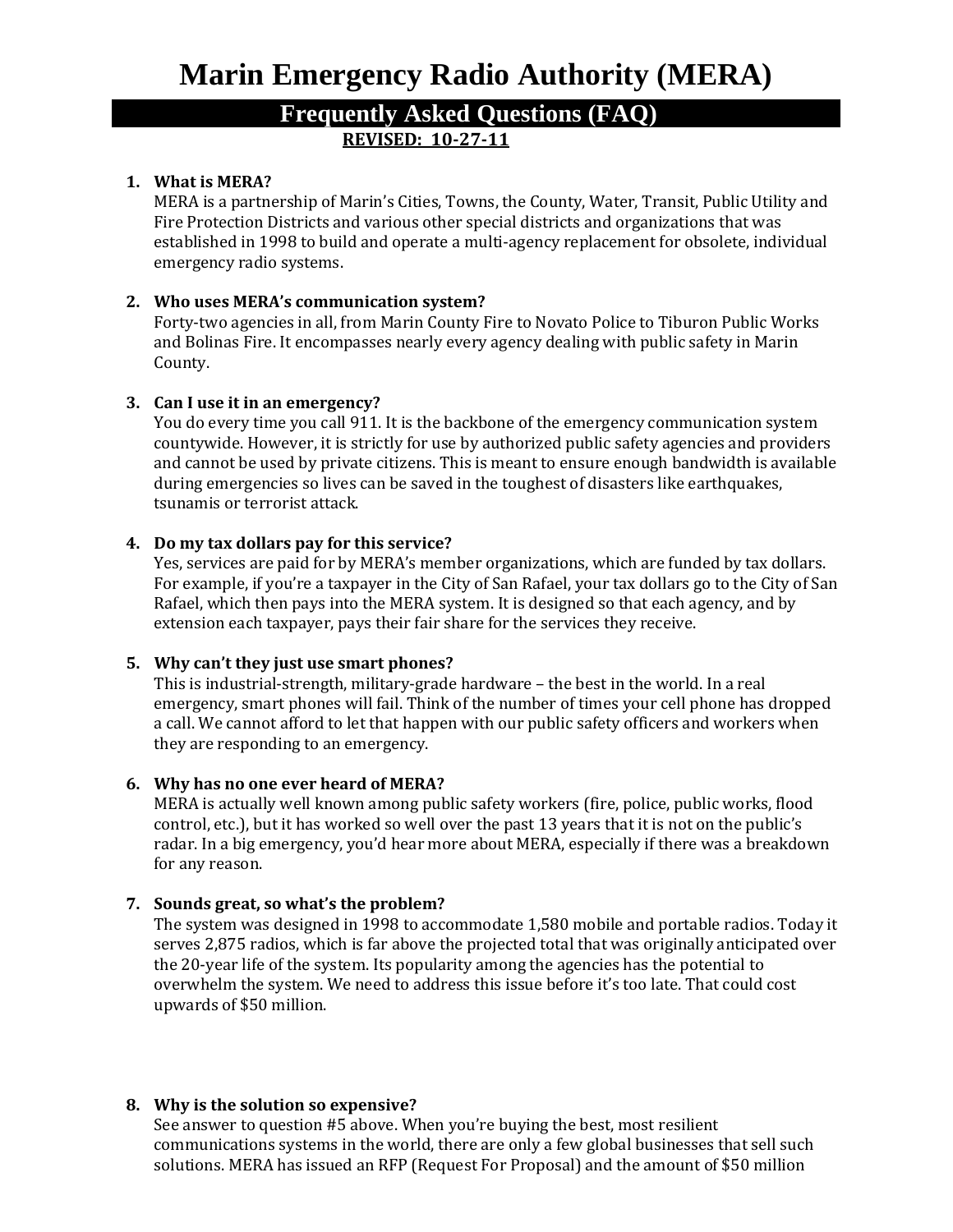# Marin Emergency Radio Authority (MERA)

## Frequently Asked Questions (FAQ)

**REVISED: 10-27-11**

1. **What is MERA?**
   MERA is a partnership of Marin's Cities, Towns, the County, Water, Transit, Public Utility and Fire Protection Districts and various other special districts and organizations that was established in 1998 to build and operate a multi-agency replacement for obsolete, individual emergency radio systems.

2. **Who uses MERA's communication system?**
   Forty-two agencies in all, from Marin County Fire to Novato Police to Tiburon Public Works and Bolinas Fire. It encompasses nearly every agency dealing with public safety in Marin County.

3. **Can I use it in an emergency?**
   You do every time you call 911. It is the backbone of the emergency communication system countywide. However, it is strictly for use by authorized public safety agencies and providers and cannot be used by private citizens. This is meant to ensure enough bandwidth is available during emergencies so lives can be saved in the toughest of disasters like earthquakes, tsunamis or terrorist attack.

4. **Do my tax dollars pay for this service?**
   Yes, services are paid for by MERA's member organizations, which are funded by tax dollars. For example, if you're a taxpayer in the City of San Rafael, your tax dollars go to the City of San Rafael, which then pays into the MERA system. It is designed so that each agency, and by extension each taxpayer, pays their fair share for the services they receive.

5. **Why can't they just use smart phones?**
   This is industrial-strength, military-grade hardware – the best in the world. In a real emergency, smart phones will fail. Think of the number of times your cell phone has dropped a call. We cannot afford to let that happen with our public safety officers and workers when they are responding to an emergency.

6. **Why has no one ever heard of MERA?**
   MERA is actually well known among public safety workers (fire, police, public works, flood control, etc.), but it has worked so well over the past 13 years that it is not on the public's radar. In a big emergency, you'd hear more about MERA, especially if there was a breakdown for any reason.

7. **Sounds great, so what's the problem?**
   The system was designed in 1998 to accommodate 1,580 mobile and portable radios. Today it serves 2,875 radios, which is far above the projected total that was originally anticipated over the 20-year life of the system. Its popularity among the agencies has the potential to overwhelm the system. We need to address this issue before it's too late. That could cost upwards of $50 million.

8. **Why is the solution so expensive?**
   See answer to question #5 above. When you're buying the best, most resilient communications systems in the world, there are only a few global businesses that sell such solutions. MERA has issued an RFP (Request For Proposal) and the amount of $50 million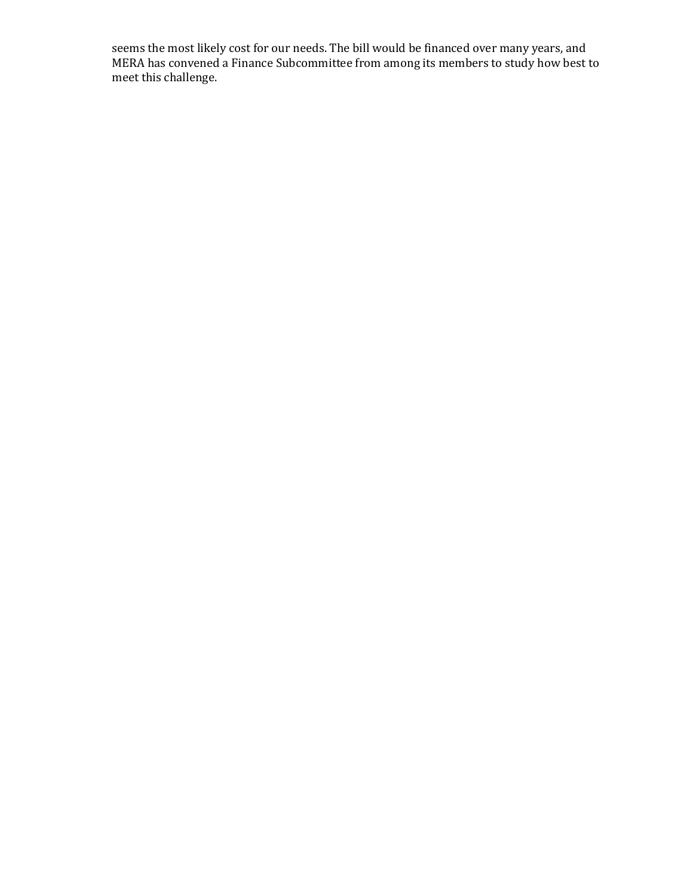seems the most likely cost for our needs. The bill would be financed over many years, and MERA has convened a Finance Subcommittee from among its members to study how best to meet this challenge.